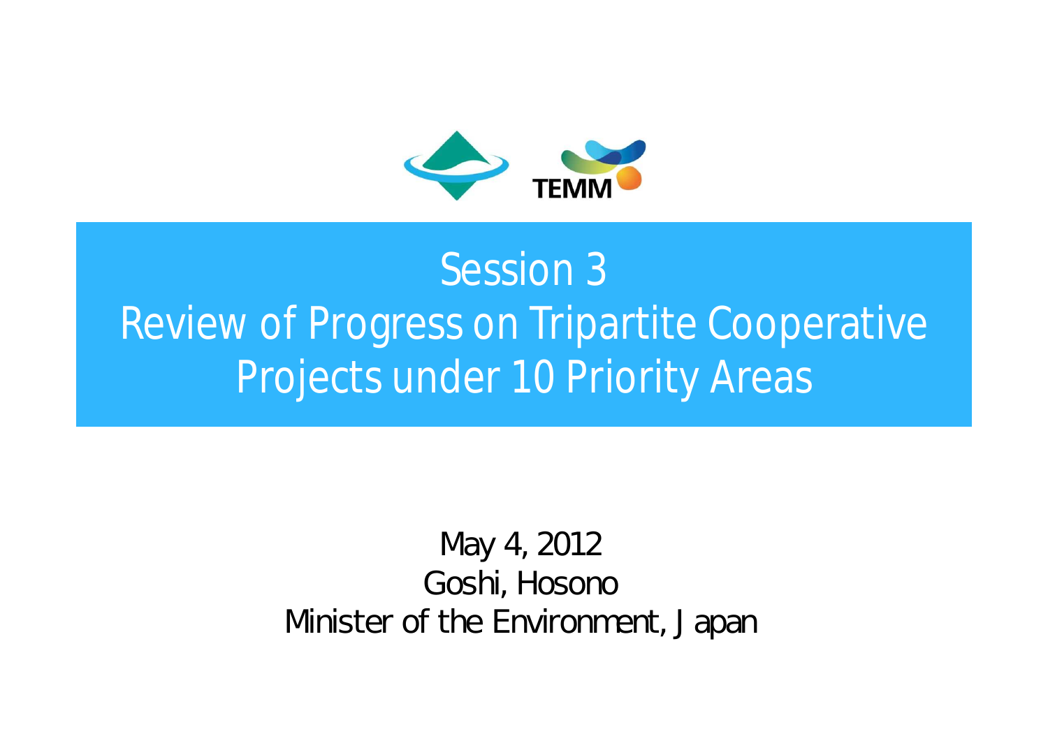TEMM

# Session 3
# Review of Progress on Tripartite Cooperative Projects under 10 Priority Areas

May 4, 2012
Goshi, Hosono
Minister of the Environment, Japan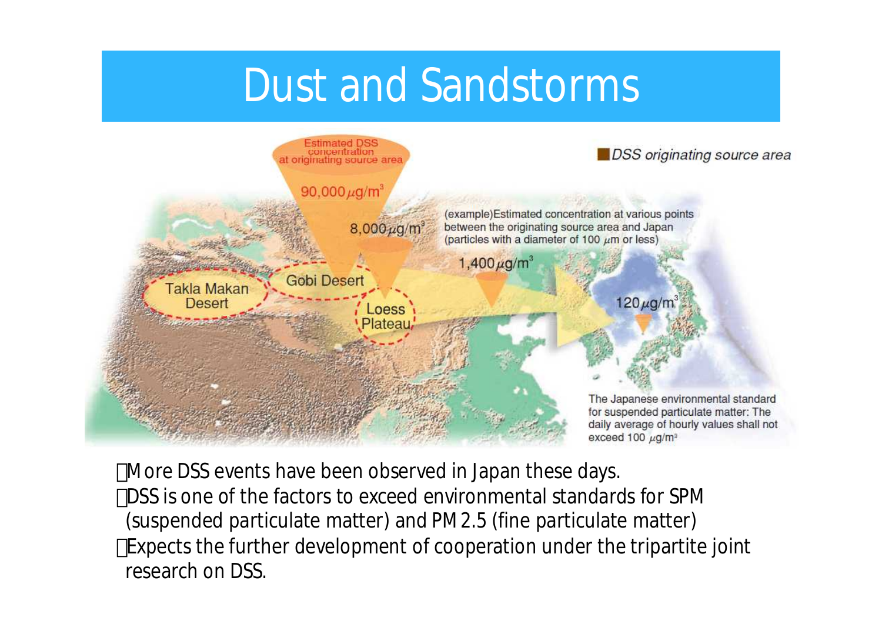# Dust and Sandstorms

Estimated DSS concentration at originating source area

90,000$\mu$g/m$^3$

8,000$\mu$g/m$^3$

1,400$\mu$g/m$^3$

120$\mu$g/m$^3$

DSS originating source area

(example)Estimated concentration at various points between the originating source area and Japan (particles with a diameter of 100 $\mu$m or less)

Takla Makan Desert

Gobi Desert

Loess Plateau

The Japanese environmental standard for suspended particulate matter: The daily average of hourly values shall not exceed 100 $\mu$g/m$^3$

- More DSS events have been observed in Japan these days.
- DSS is one of the factors to exceed environmental standards for SPM (suspended particulate matter) and PM2.5 (fine particulate matter)
- Expects the further development of cooperation under the tripartite joint research on DSS.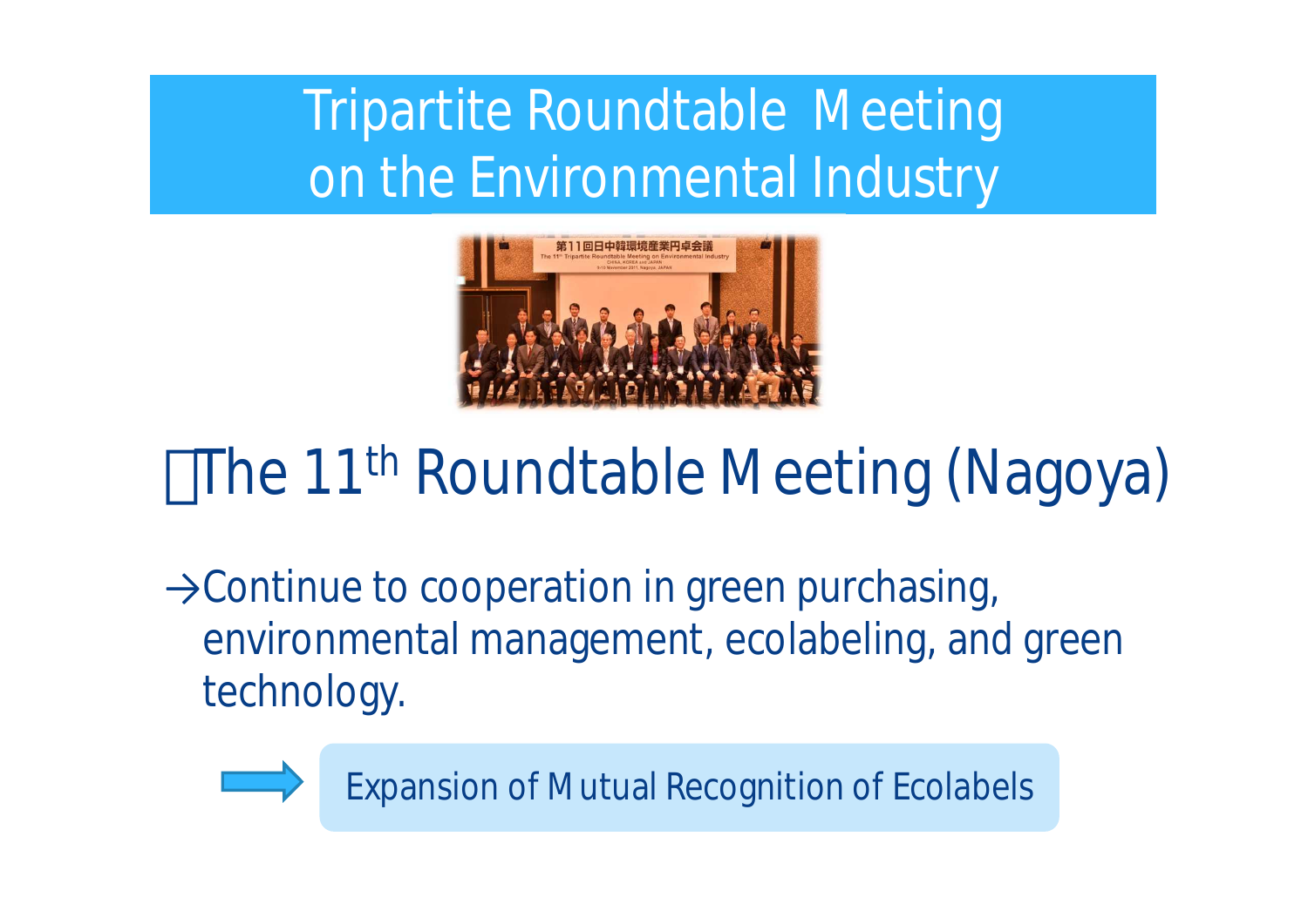# Tripartite Roundtable Meeting on the Environmental Industry

## The 11th Roundtable Meeting (Nagoya)

→Continue to cooperation in green purchasing, environmental management, ecolabeling, and green technology.

Expansion of Mutual Recognition of Ecolabels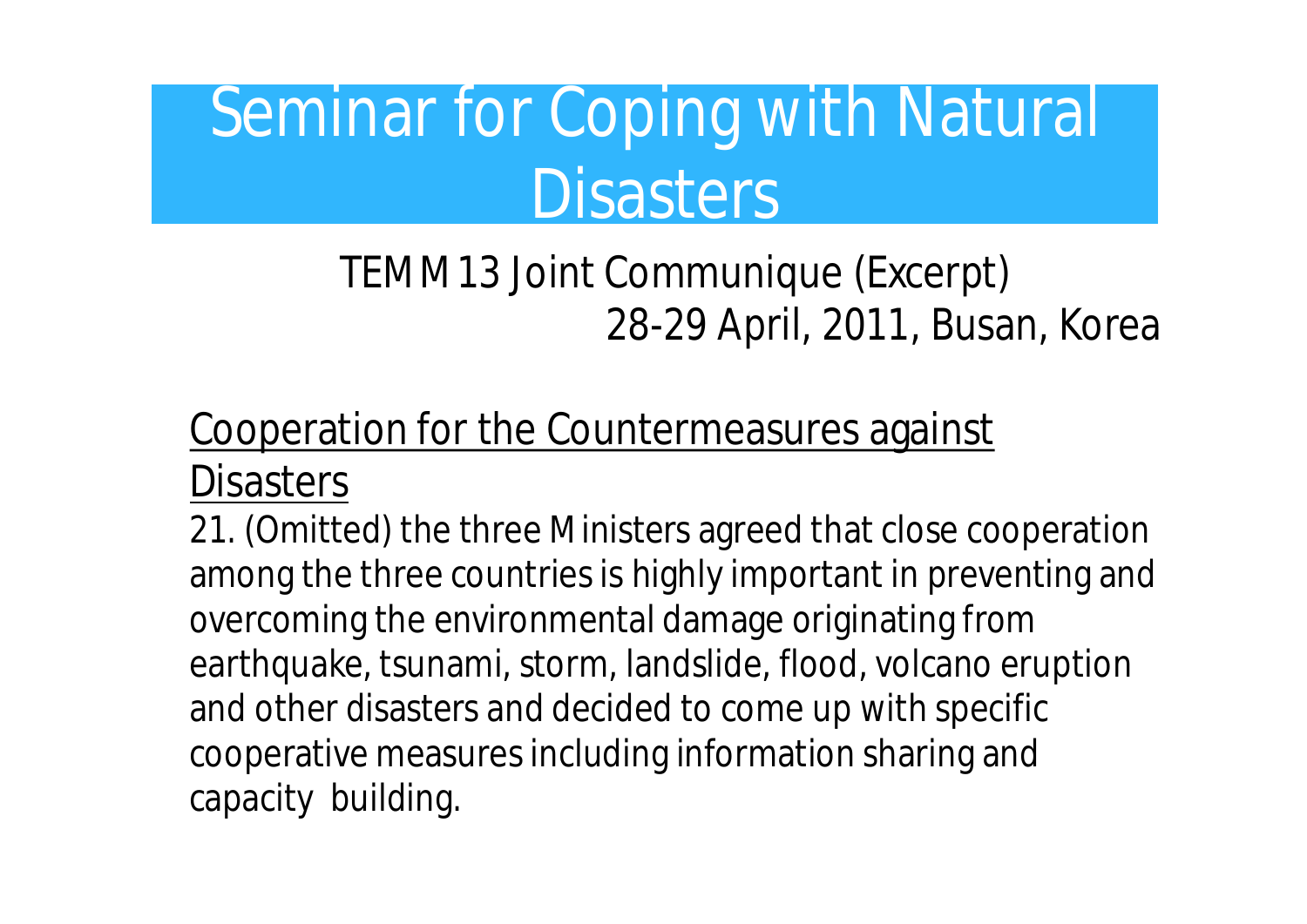# Seminar for Coping with Natural Disasters

TEMM13 Joint Communique (Excerpt)
28-29 April, 2011, Busan, Korea

## Cooperation for the Countermeasures against Disasters

21. (Omitted) the three Ministers agreed that close cooperation among the three countries is highly important in preventing and overcoming the environmental damage originating from earthquake, tsunami, storm, landslide, flood, volcano eruption and other disasters and decided to come up with specific cooperative measures including information sharing and capacity building.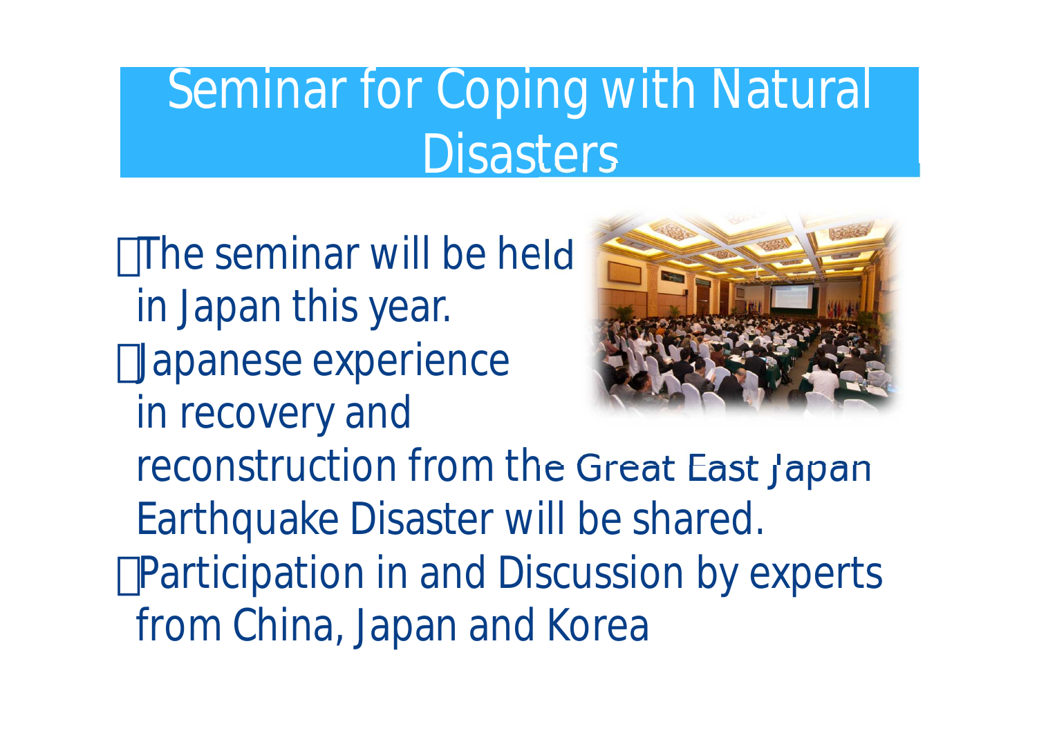# Seminar for Coping with Natural Disasters

- The seminar will be held in Japan this year.
- Japanese experience in recovery and reconstruction from the Great East Japan Earthquake Disaster will be shared.
- Participation in and Discussion by experts from China, Japan and Korea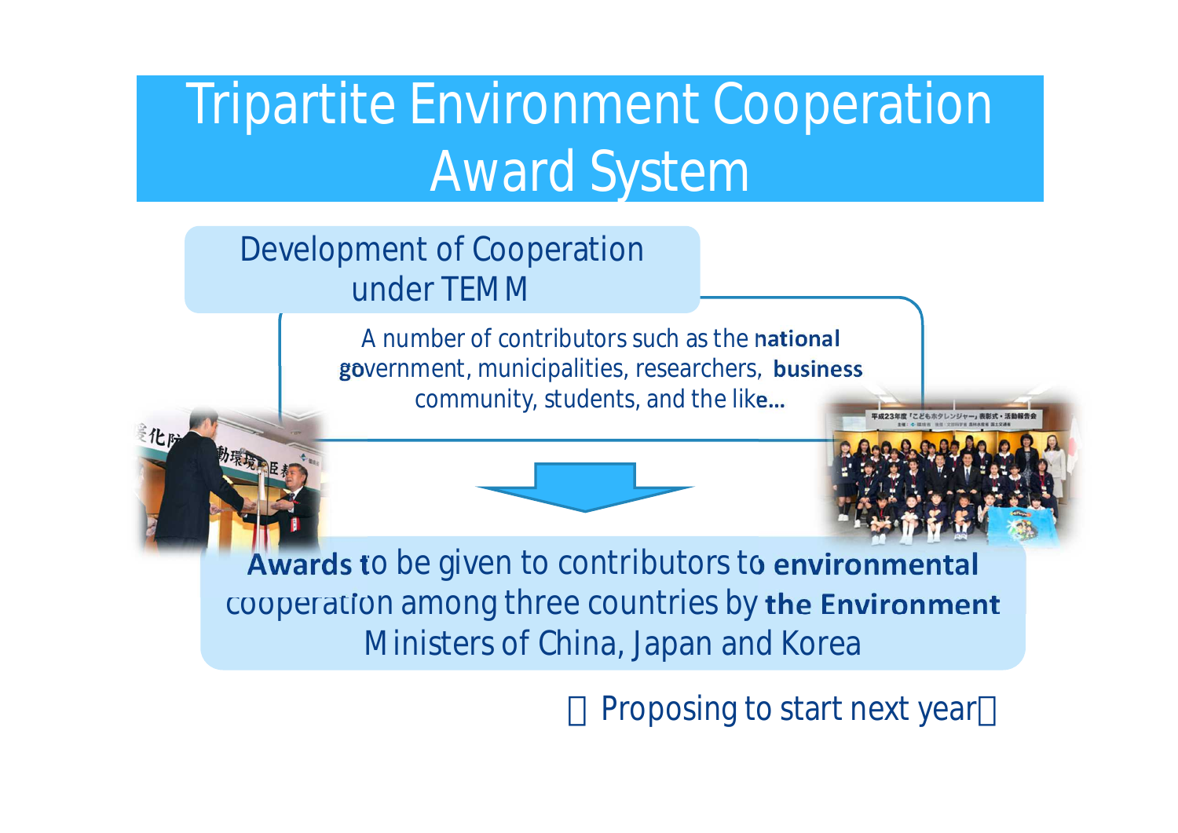# Tripartite Environment Cooperation Award System

## Development of Cooperation under TEMM

A number of contributors such as the **national** government, municipalities, researchers, **business** community, students, and the like...

**Awards** to be given to contributors to **environmental** cooperation among three countries by **the Environment** Ministers of China, Japan and Korea

（Proposing to start next year）